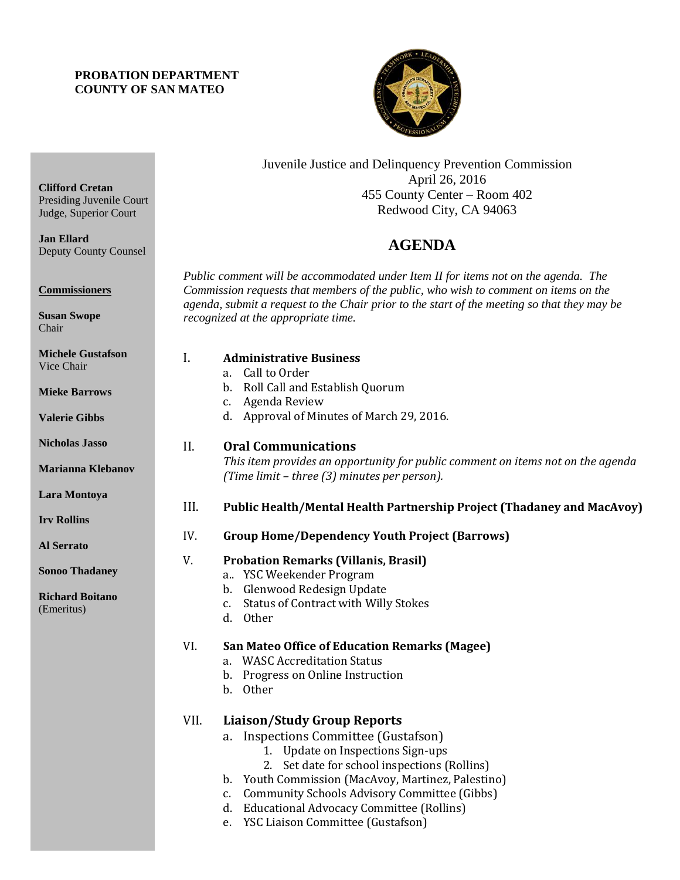**PROBATION DEPARTMENT**
**COUNTY OF SAN MATEO**

**Clifford Cretan**
Presiding Juvenile Court Judge, Superior Court

**Jan Ellard**
Deputy County Counsel

**Commissioners**

**Susan Swope**
Chair

**Michele Gustafson**
Vice Chair

**Mieke Barrows**

**Valerie Gibbs**

**Nicholas Jasso**

**Marianna Klebanov**

**Lara Montoya**

**Irv Rollins**

**Al Serrato**

**Sonoo Thadaney**

**Richard Boitano**
(Emeritus)

Juvenile Justice and Delinquency Prevention Commission
April 26, 2016
455 County Center – Room 402
Redwood City, CA 94063

# AGENDA

*Public comment will be accommodated under Item II for items not on the agenda. The Commission requests that members of the public, who wish to comment on items on the agenda, submit a request to the Chair prior to the start of the meeting so that they may be recognized at the appropriate time.*

I. **Administrative Business**
   a. Call to Order
   b. Roll Call and Establish Quorum
   c. Agenda Review
   d. Approval of Minutes of March 29, 2016.

II. **Oral Communications**
   *This item provides an opportunity for public comment on items not on the agenda (Time limit – three (3) minutes per person).*

III. **Public Health/Mental Health Partnership Project (Thadaney and MacAvoy)**

IV. **Group Home/Dependency Youth Project (Barrows)**

V. **Probation Remarks (Villanis, Brasil)**
   a.. YSC Weekender Program
   b. Glenwood Redesign Update
   c. Status of Contract with Willy Stokes
   d. Other

VI. **San Mateo Office of Education Remarks (Magee)**
   a. WASC Accreditation Status
   b. Progress on Online Instruction
   b. Other

VII. **Liaison/Study Group Reports**
   a. Inspections Committee (Gustafson)
      1. Update on Inspections Sign-ups
      2. Set date for school inspections (Rollins)
   b. Youth Commission (MacAvoy, Martinez, Palestino)
   c. Community Schools Advisory Committee (Gibbs)
   d. Educational Advocacy Committee (Rollins)
   e. YSC Liaison Committee (Gustafson)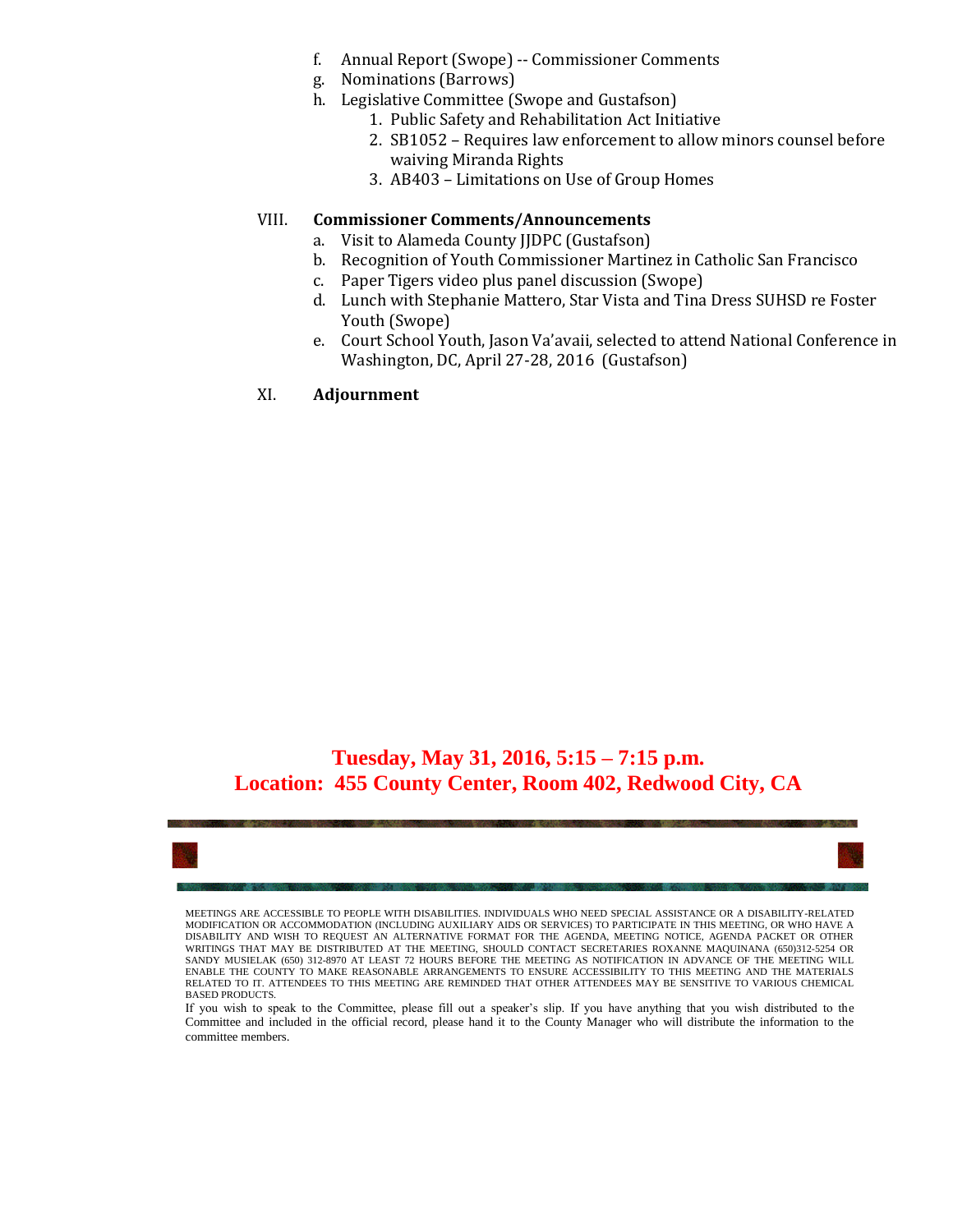f. Annual Report (Swope) -- Commissioner Comments
g. Nominations (Barrows)
h. Legislative Committee (Swope and Gustafson)
    1. Public Safety and Rehabilitation Act Initiative
    2. SB1052 – Requires law enforcement to allow minors counsel before waiving Miranda Rights
    3. AB403 – Limitations on Use of Group Homes

VIII. **Commissioner Comments/Announcements**

a. Visit to Alameda County JJDPC (Gustafson)
b. Recognition of Youth Commissioner Martinez in Catholic San Francisco
c. Paper Tigers video plus panel discussion (Swope)
d. Lunch with Stephanie Mattero, Star Vista and Tina Dress SUHSD re Foster Youth (Swope)
e. Court School Youth, Jason Va'avaii, selected to attend National Conference in Washington, DC, April 27-28, 2016 (Gustafson)

XI. **Adjournment**

**Tuesday, May 31, 2016, 5:15 – 7:15 p.m.**
**Location: 455 County Center, Room 402, Redwood City, CA**

MEETINGS ARE ACCESSIBLE TO PEOPLE WITH DISABILITIES. INDIVIDUALS WHO NEED SPECIAL ASSISTANCE OR A DISABILITY-RELATED MODIFICATION OR ACCOMMODATION (INCLUDING AUXILIARY AIDS OR SERVICES) TO PARTICIPATE IN THIS MEETING, OR WHO HAVE A DISABILITY AND WISH TO REQUEST AN ALTERNATIVE FORMAT FOR THE AGENDA, MEETING NOTICE, AGENDA PACKET OR OTHER WRITINGS THAT MAY BE DISTRIBUTED AT THE MEETING, SHOULD CONTACT SECRETARIES ROXANNE MAQUINANA (650)312-5254 OR SANDY MUSIELAK (650) 312-8970 AT LEAST 72 HOURS BEFORE THE MEETING AS NOTIFICATION IN ADVANCE OF THE MEETING WILL ENABLE THE COUNTY TO MAKE REASONABLE ARRANGEMENTS TO ENSURE ACCESSIBILITY TO THIS MEETING AND THE MATERIALS RELATED TO IT. ATTENDEES TO THIS MEETING ARE REMINDED THAT OTHER ATTENDEES MAY BE SENSITIVE TO VARIOUS CHEMICAL BASED PRODUCTS.

If you wish to speak to the Committee, please fill out a speaker's slip. If you have anything that you wish distributed to the Committee and included in the official record, please hand it to the County Manager who will distribute the information to the committee members.